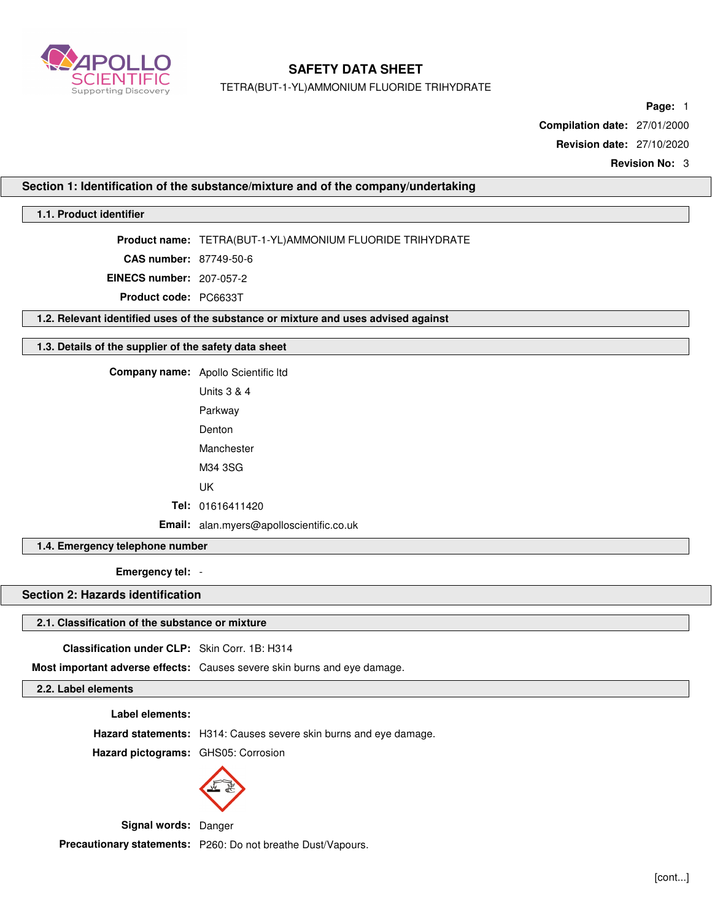# SAFETY DATA SHEET

TETRA(BUT-1-YL)AMMONIUM FLUORIDE TRIHYDRATE

**Page:** 1

**Compilation date:** 27/01/2000

**Revision date:** 27/10/2020

**Revision No:** 3

## Section 1: Identification of the substance/mixture and of the company/undertaking

### 1.1. Product identifier

**Product name:** TETRA(BUT-1-YL)AMMONIUM FLUORIDE TRIHYDRATE

**CAS number:** 87749-50-6

**EINECS number:** 207-057-2

**Product code:** PC6633T

### 1.2. Relevant identified uses of the substance or mixture and uses advised against

### 1.3. Details of the supplier of the safety data sheet

**Company name:** Apollo Scientific ltd

Units 3 & 4

Parkway

Denton

Manchester

M34 3SG

UK

**Tel:** 01616411420

**Email:** alan.myers@apolloscientific.co.uk

### 1.4. Emergency telephone number

**Emergency tel:** -

## Section 2: Hazards identification

### 2.1. Classification of the substance or mixture

**Classification under CLP:** Skin Corr. 1B: H314

**Most important adverse effects:** Causes severe skin burns and eye damage.

### 2.2. Label elements

**Label elements:**

**Hazard statements:** H314: Causes severe skin burns and eye damage.

**Hazard pictograms:** GHS05: Corrosion

**Signal words:** Danger

**Precautionary statements:** P260: Do not breathe Dust/Vapours.

[cont...]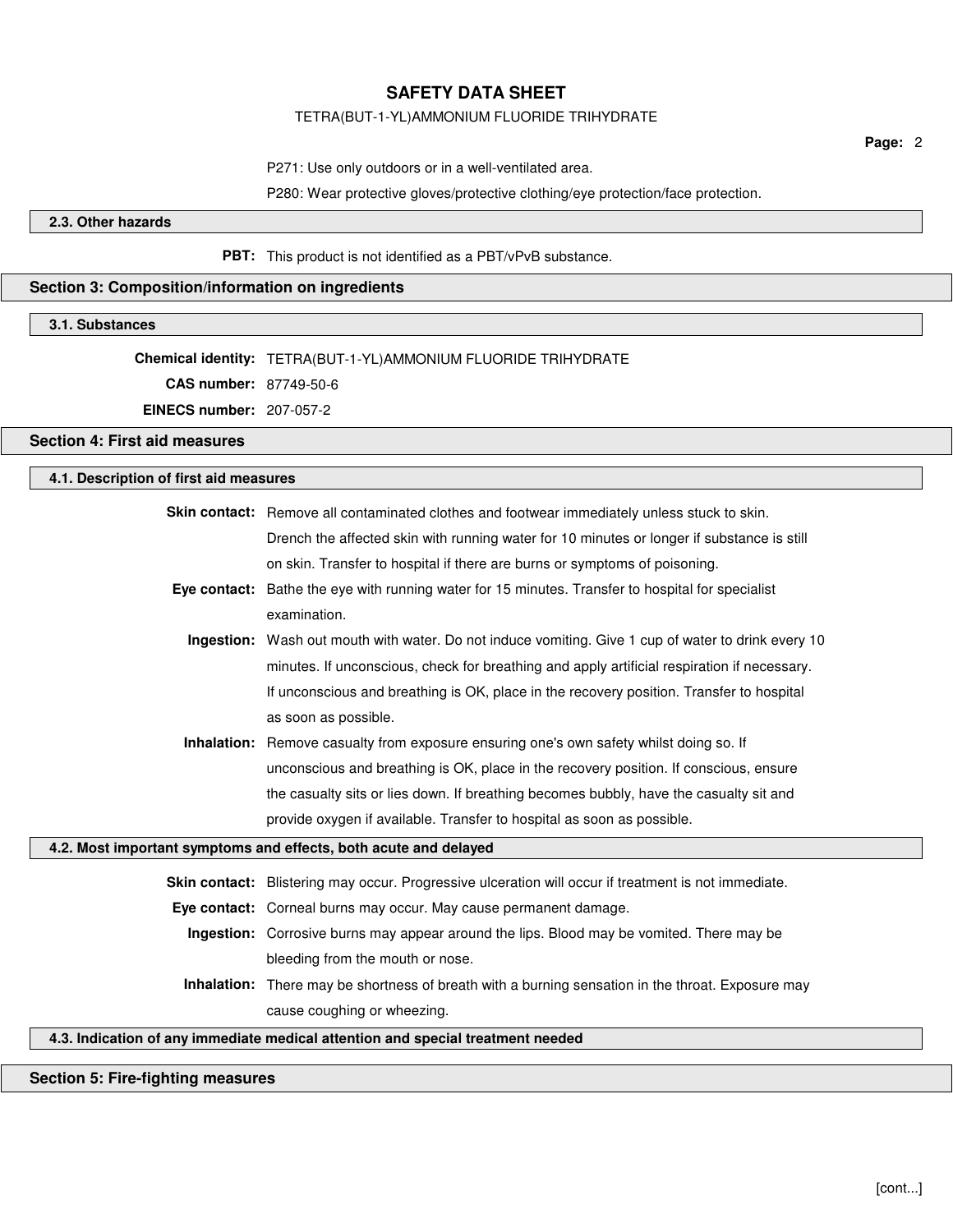P271: Use only outdoors or in a well-ventilated area.

P280: Wear protective gloves/protective clothing/eye protection/face protection.

### 2.3. Other hazards

**PBT:** This product is not identified as a PBT/vPvB substance.

## Section 3: Composition/information on ingredients

### 3.1. Substances

**Chemical identity:** TETRA(BUT-1-YL)AMMONIUM FLUORIDE TRIHYDRATE

**CAS number:** 87749-50-6

**EINECS number:** 207-057-2

## Section 4: First aid measures

### 4.1. Description of first aid measures

**Skin contact:** Remove all contaminated clothes and footwear immediately unless stuck to skin. Drench the affected skin with running water for 10 minutes or longer if substance is still on skin. Transfer to hospital if there are burns or symptoms of poisoning.

**Eye contact:** Bathe the eye with running water for 15 minutes. Transfer to hospital for specialist examination.

**Ingestion:** Wash out mouth with water. Do not induce vomiting. Give 1 cup of water to drink every 10 minutes. If unconscious, check for breathing and apply artificial respiration if necessary. If unconscious and breathing is OK, place in the recovery position. Transfer to hospital as soon as possible.

**Inhalation:** Remove casualty from exposure ensuring one's own safety whilst doing so. If unconscious and breathing is OK, place in the recovery position. If conscious, ensure the casualty sits or lies down. If breathing becomes bubbly, have the casualty sit and provide oxygen if available. Transfer to hospital as soon as possible.

### 4.2. Most important symptoms and effects, both acute and delayed

**Skin contact:** Blistering may occur. Progressive ulceration will occur if treatment is not immediate.

**Eye contact:** Corneal burns may occur. May cause permanent damage.

**Ingestion:** Corrosive burns may appear around the lips. Blood may be vomited. There may be bleeding from the mouth or nose.

**Inhalation:** There may be shortness of breath with a burning sensation in the throat. Exposure may cause coughing or wheezing.

### 4.3. Indication of any immediate medical attention and special treatment needed

## Section 5: Fire-fighting measures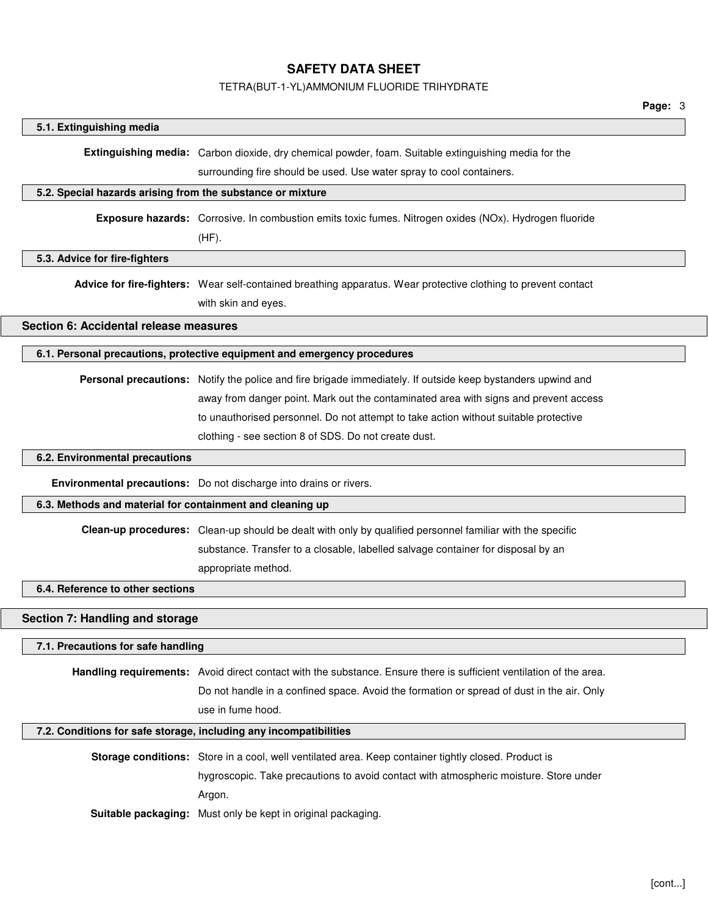### 5.1. Extinguishing media

**Extinguishing media:** Carbon dioxide, dry chemical powder, foam. Suitable extinguishing media for the surrounding fire should be used. Use water spray to cool containers.

### 5.2. Special hazards arising from the substance or mixture

**Exposure hazards:** Corrosive. In combustion emits toxic fumes. Nitrogen oxides (NOx). Hydrogen fluoride (HF).

### 5.3. Advice for fire-fighters

**Advice for fire-fighters:** Wear self-contained breathing apparatus. Wear protective clothing to prevent contact with skin and eyes.

## Section 6: Accidental release measures

### 6.1. Personal precautions, protective equipment and emergency procedures

**Personal precautions:** Notify the police and fire brigade immediately. If outside keep bystanders upwind and away from danger point. Mark out the contaminated area with signs and prevent access to unauthorised personnel. Do not attempt to take action without suitable protective clothing - see section 8 of SDS. Do not create dust.

### 6.2. Environmental precautions

**Environmental precautions:** Do not discharge into drains or rivers.

### 6.3. Methods and material for containment and cleaning up

**Clean-up procedures:** Clean-up should be dealt with only by qualified personnel familiar with the specific substance. Transfer to a closable, labelled salvage container for disposal by an appropriate method.

### 6.4. Reference to other sections

## Section 7: Handling and storage

### 7.1. Precautions for safe handling

**Handling requirements:** Avoid direct contact with the substance. Ensure there is sufficient ventilation of the area. Do not handle in a confined space. Avoid the formation or spread of dust in the air. Only use in fume hood.

### 7.2. Conditions for safe storage, including any incompatibilities

**Storage conditions:** Store in a cool, well ventilated area. Keep container tightly closed. Product is hygroscopic. Take precautions to avoid contact with atmospheric moisture. Store under Argon.

**Suitable packaging:** Must only be kept in original packaging.

[cont...]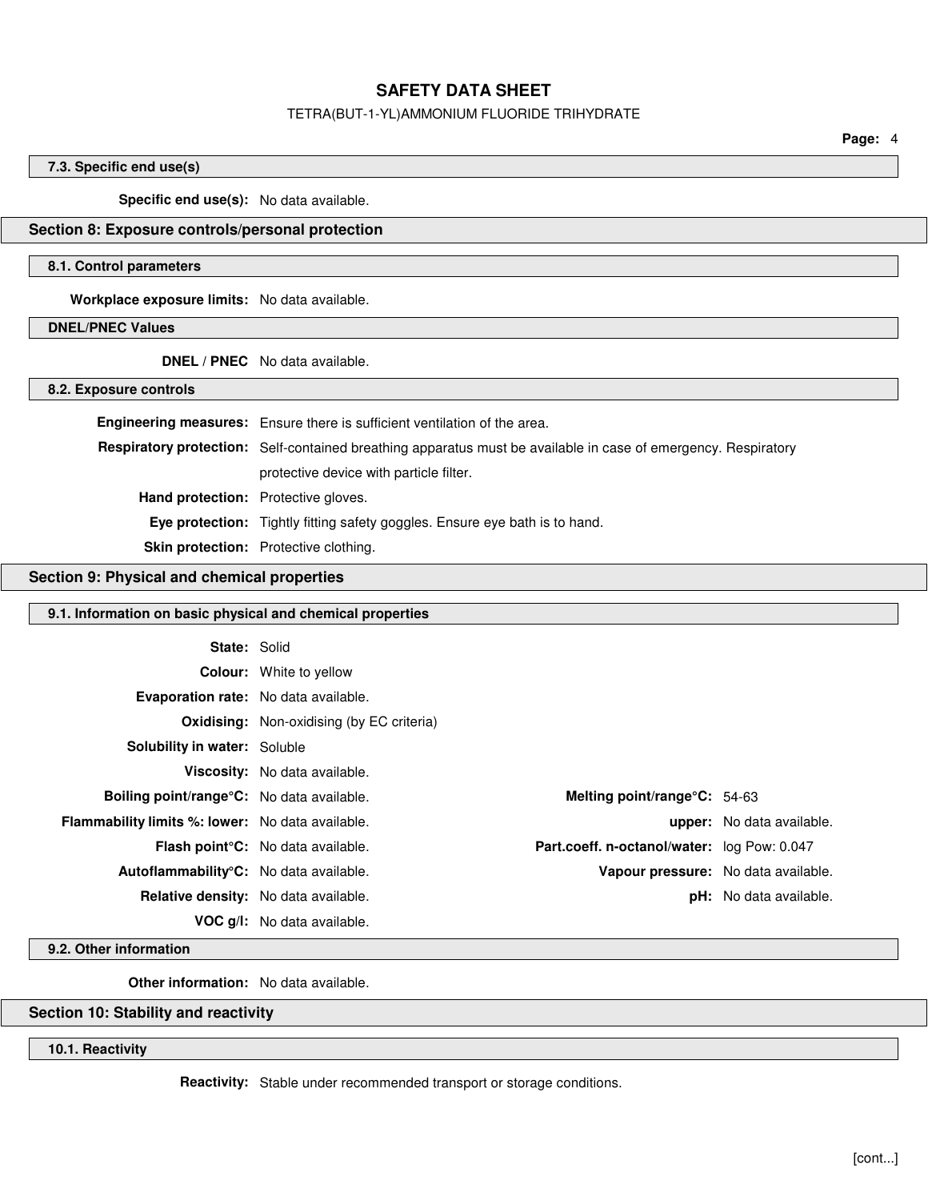### 7.3. Specific end use(s)

**Specific end use(s):** No data available.

## Section 8: Exposure controls/personal protection

### 8.1. Control parameters

**Workplace exposure limits:** No data available.

### DNEL/PNEC Values

**DNEL / PNEC** No data available.

### 8.2. Exposure controls

**Engineering measures:** Ensure there is sufficient ventilation of the area.

**Respiratory protection:** Self-contained breathing apparatus must be available in case of emergency. Respiratory protective device with particle filter.

**Hand protection:** Protective gloves.

**Eye protection:** Tightly fitting safety goggles. Ensure eye bath is to hand.

**Skin protection:** Protective clothing.

## Section 9: Physical and chemical properties

### 9.1. Information on basic physical and chemical properties

**State:** Solid

**Colour:** White to yellow

**Evaporation rate:** No data available.

**Oxidising:** Non-oxidising (by EC criteria)

**Solubility in water:** Soluble

**Viscosity:** No data available.

| | | | |
|---|---|---|---|
| **Boiling point/range°C:** | No data available. | **Melting point/range°C:** | 54-63 |
| **Flammability limits %: lower:** | No data available. | **upper:** | No data available. |
| **Flash point°C:** | No data available. | **Part.coeff. n-octanol/water:** | log Pow: 0.047 |
| **Autoflammability°C:** | No data available. | **Vapour pressure:** | No data available. |
| **Relative density:** | No data available. | **pH:** | No data available. |
| **VOC g/l:** | No data available. | | |

### 9.2. Other information

**Other information:** No data available.

## Section 10: Stability and reactivity

### 10.1. Reactivity

**Reactivity:** Stable under recommended transport or storage conditions.

[cont...]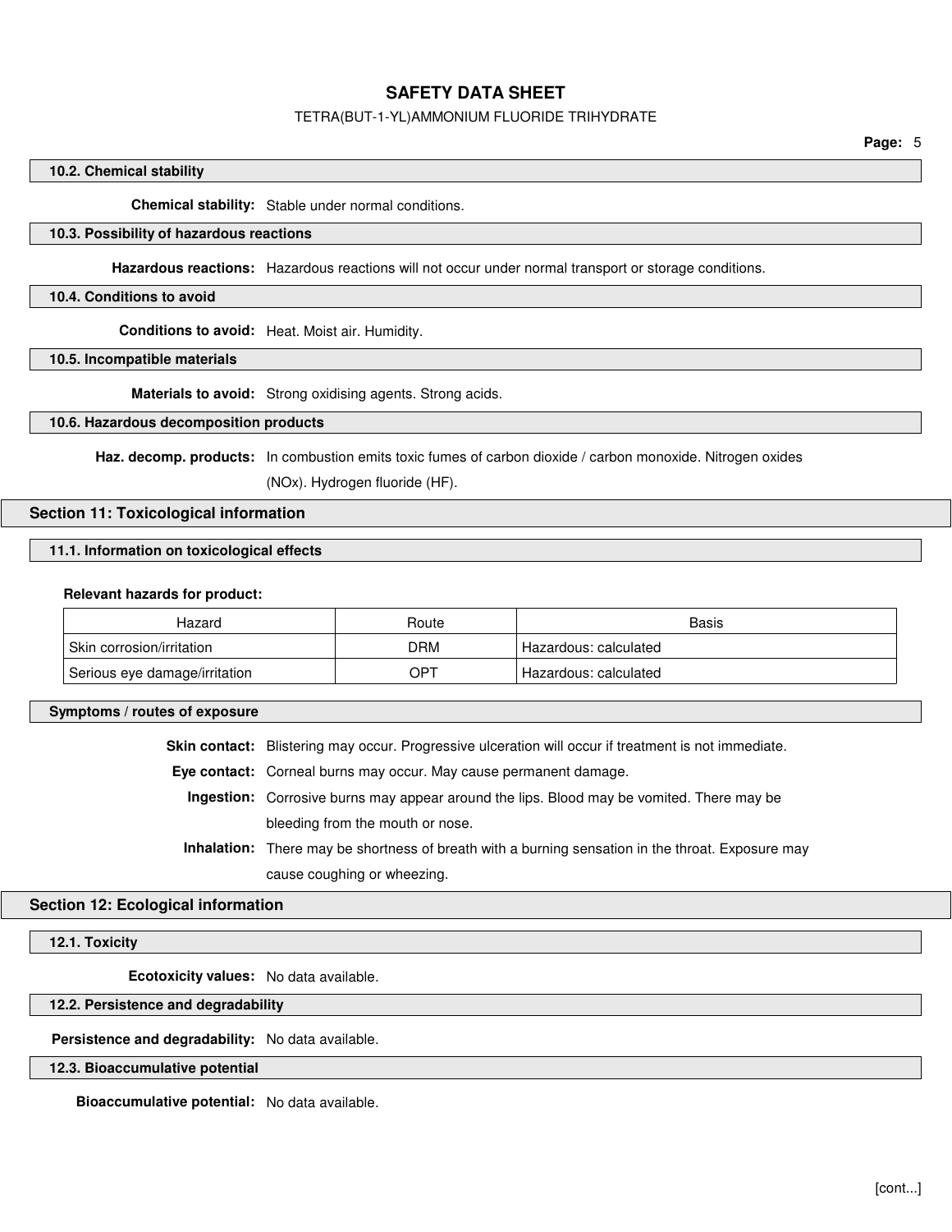### 10.2. Chemical stability

**Chemical stability:** Stable under normal conditions.

### 10.3. Possibility of hazardous reactions

**Hazardous reactions:** Hazardous reactions will not occur under normal transport or storage conditions.

### 10.4. Conditions to avoid

**Conditions to avoid:** Heat. Moist air. Humidity.

### 10.5. Incompatible materials

**Materials to avoid:** Strong oxidising agents. Strong acids.

### 10.6. Hazardous decomposition products

**Haz. decomp. products:** In combustion emits toxic fumes of carbon dioxide / carbon monoxide. Nitrogen oxides (NOx). Hydrogen fluoride (HF).

## Section 11: Toxicological information

### 11.1. Information on toxicological effects

**Relevant hazards for product:**

| Hazard | Route | Basis |
|---|---|---|
| Skin corrosion/irritation | DRM | Hazardous: calculated |
| Serious eye damage/irritation | OPT | Hazardous: calculated |

### Symptoms / routes of exposure

**Skin contact:** Blistering may occur. Progressive ulceration will occur if treatment is not immediate.

**Eye contact:** Corneal burns may occur. May cause permanent damage.

**Ingestion:** Corrosive burns may appear around the lips. Blood may be vomited. There may be bleeding from the mouth or nose.

**Inhalation:** There may be shortness of breath with a burning sensation in the throat. Exposure may cause coughing or wheezing.

## Section 12: Ecological information

### 12.1. Toxicity

**Ecotoxicity values:** No data available.

### 12.2. Persistence and degradability

**Persistence and degradability:** No data available.

### 12.3. Bioaccumulative potential

**Bioaccumulative potential:** No data available.

[cont...]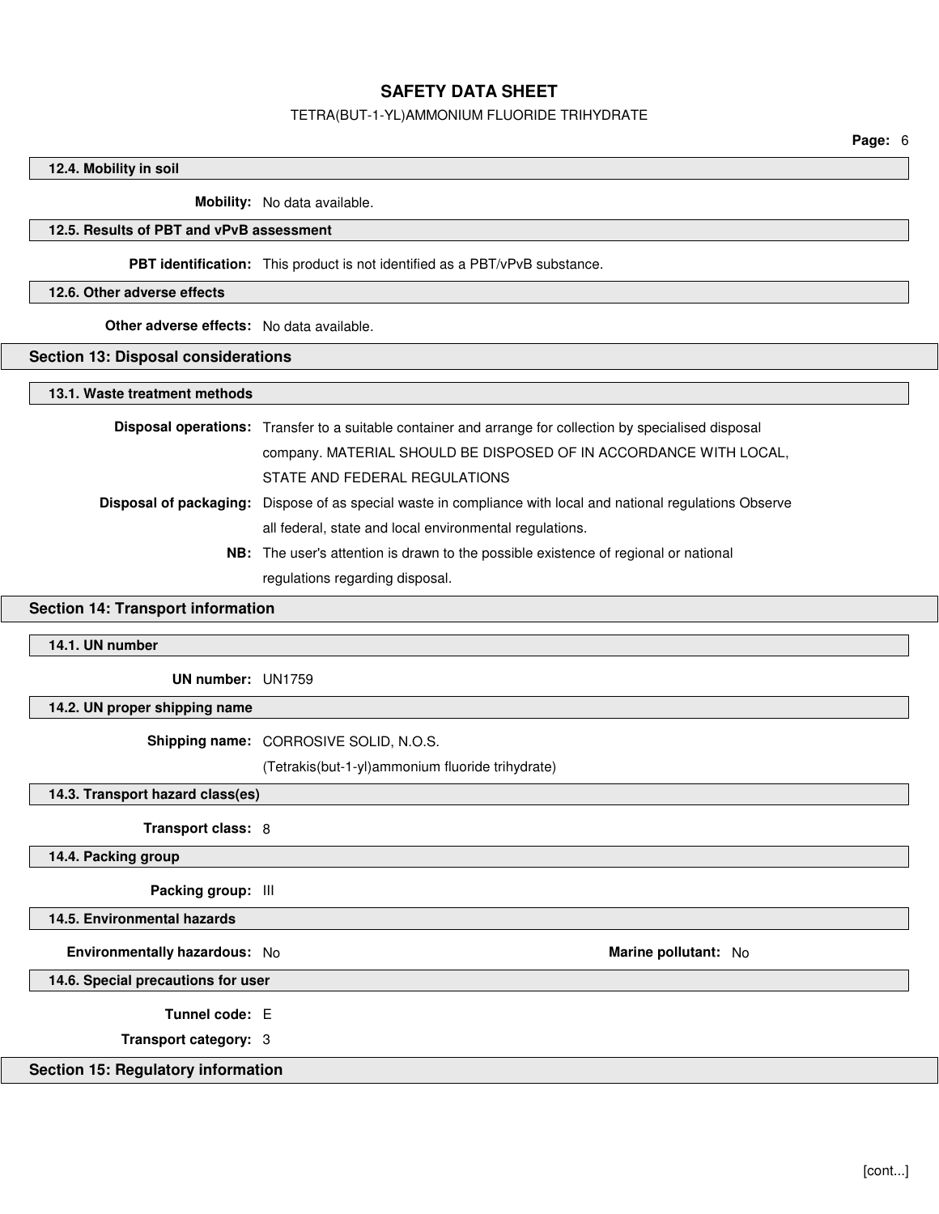### 12.4. Mobility in soil

**Mobility:** No data available.

### 12.5. Results of PBT and vPvB assessment

**PBT identification:** This product is not identified as a PBT/vPvB substance.

### 12.6. Other adverse effects

**Other adverse effects:** No data available.

## Section 13: Disposal considerations

### 13.1. Waste treatment methods

**Disposal operations:** Transfer to a suitable container and arrange for collection by specialised disposal company. MATERIAL SHOULD BE DISPOSED OF IN ACCORDANCE WITH LOCAL, STATE AND FEDERAL REGULATIONS

**Disposal of packaging:** Dispose of as special waste in compliance with local and national regulations Observe all federal, state and local environmental regulations.

**NB:** The user's attention is drawn to the possible existence of regional or national regulations regarding disposal.

## Section 14: Transport information

### 14.1. UN number

**UN number:** UN1759

### 14.2. UN proper shipping name

**Shipping name:** CORROSIVE SOLID, N.O.S.
(Tetrakis(but-1-yl)ammonium fluoride trihydrate)

### 14.3. Transport hazard class(es)

**Transport class:** 8

### 14.4. Packing group

**Packing group:** III

### 14.5. Environmental hazards

**Environmentally hazardous:** No

**Marine pollutant:** No

### 14.6. Special precautions for user

**Tunnel code:** E

**Transport category:** 3

## Section 15: Regulatory information

[cont...]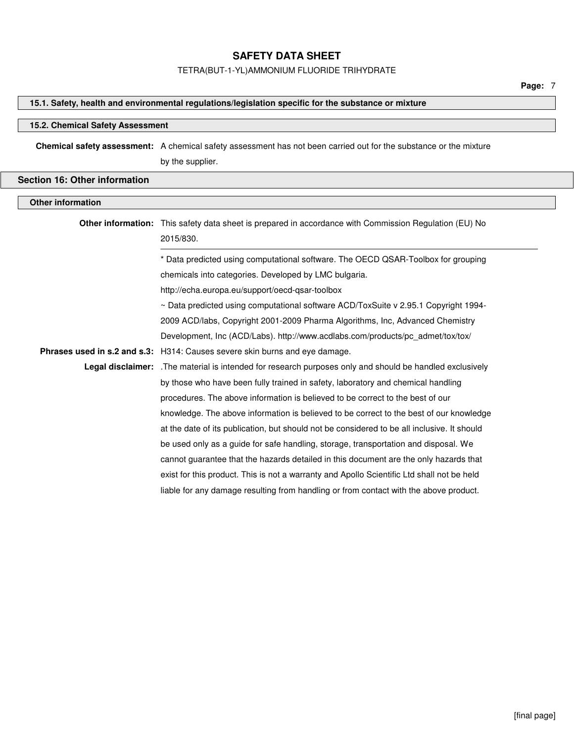### 15.1. Safety, health and environmental regulations/legislation specific for the substance or mixture

### 15.2. Chemical Safety Assessment

**Chemical safety assessment:** A chemical safety assessment has not been carried out for the substance or the mixture by the supplier.

## Section 16: Other information

### Other information

**Other information:** This safety data sheet is prepared in accordance with Commission Regulation (EU) No 2015/830.

---

* Data predicted using computational software. The OECD QSAR-Toolbox for grouping chemicals into categories. Developed by LMC bulgaria. http://echa.europa.eu/support/oecd-qsar-toolbox

~ Data predicted using computational software ACD/ToxSuite v 2.95.1 Copyright 1994-2009 ACD/labs, Copyright 2001-2009 Pharma Algorithms, Inc, Advanced Chemistry Development, Inc (ACD/Labs). http://www.acdlabs.com/products/pc_admet/tox/tox/

**Phrases used in s.2 and s.3:** H314: Causes severe skin burns and eye damage.

**Legal disclaimer:** .The material is intended for research purposes only and should be handled exclusively by those who have been fully trained in safety, laboratory and chemical handling procedures. The above information is believed to be correct to the best of our knowledge. The above information is believed to be correct to the best of our knowledge at the date of its publication, but should not be considered to be all inclusive. It should be used only as a guide for safe handling, storage, transportation and disposal. We cannot guarantee that the hazards detailed in this document are the only hazards that exist for this product. This is not a warranty and Apollo Scientific Ltd shall not be held liable for any damage resulting from handling or from contact with the above product.

[final page]